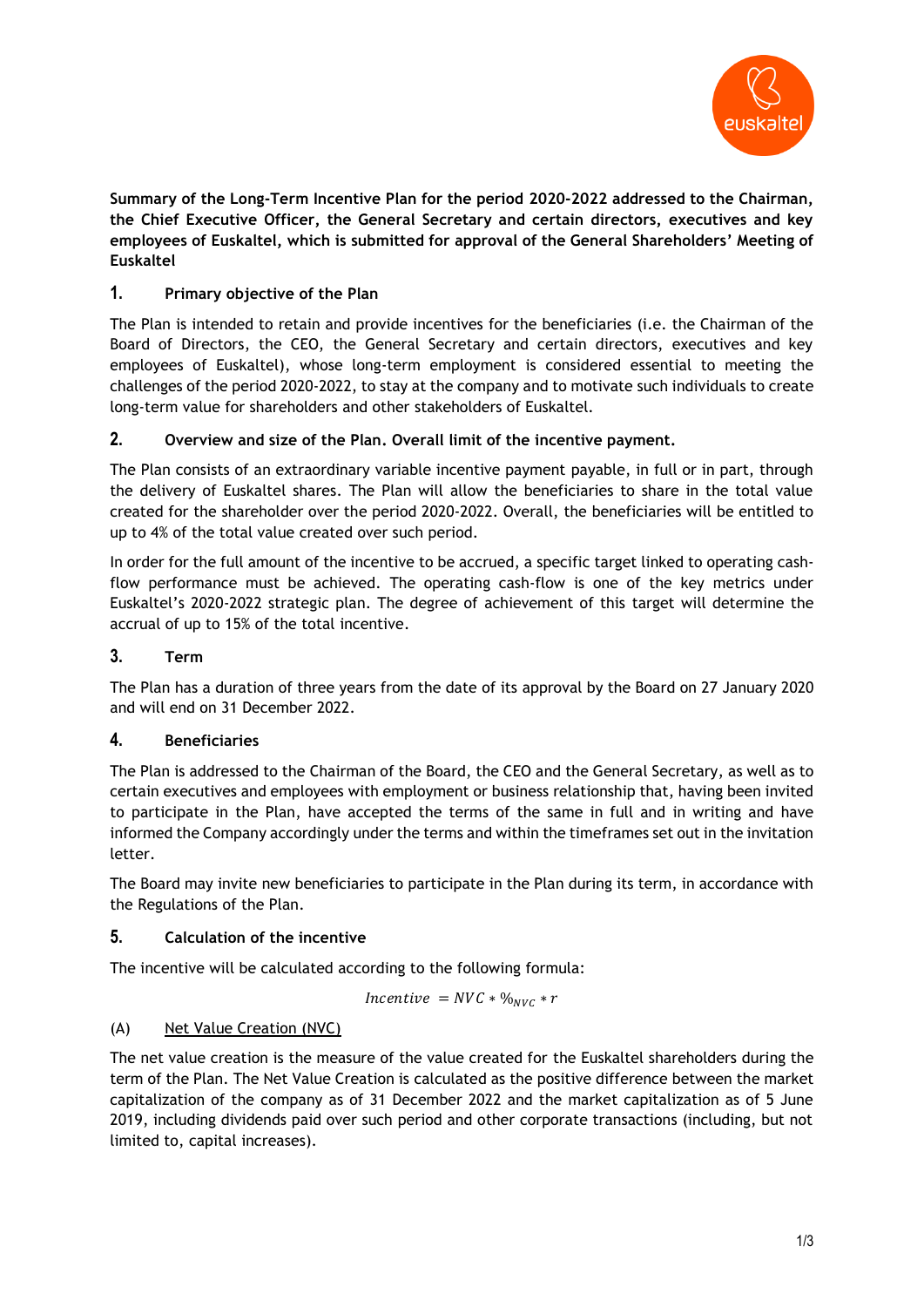**Summary of the Long-Term Incentive Plan for the period 2020-2022 addressed to the Chairman, the Chief Executive Officer, the General Secretary and certain directors, executives and key employees of Euskaltel, which is submitted for approval of the General Shareholders' Meeting of Euskaltel**

## 1. Primary objective of the Plan

The Plan is intended to retain and provide incentives for the beneficiaries (i.e. the Chairman of the Board of Directors, the CEO, the General Secretary and certain directors, executives and key employees of Euskaltel), whose long-term employment is considered essential to meeting the challenges of the period 2020-2022, to stay at the company and to motivate such individuals to create long-term value for shareholders and other stakeholders of Euskaltel.

## 2. Overview and size of the Plan. Overall limit of the incentive payment.

The Plan consists of an extraordinary variable incentive payment payable, in full or in part, through the delivery of Euskaltel shares. The Plan will allow the beneficiaries to share in the total value created for the shareholder over the period 2020-2022. Overall, the beneficiaries will be entitled to up to 4% of the total value created over such period.

In order for the full amount of the incentive to be accrued, a specific target linked to operating cash-flow performance must be achieved. The operating cash-flow is one of the key metrics under Euskaltel's 2020-2022 strategic plan. The degree of achievement of this target will determine the accrual of up to 15% of the total incentive.

## 3. Term

The Plan has a duration of three years from the date of its approval by the Board on 27 January 2020 and will end on 31 December 2022.

## 4. Beneficiaries

The Plan is addressed to the Chairman of the Board, the CEO and the General Secretary, as well as to certain executives and employees with employment or business relationship that, having been invited to participate in the Plan, have accepted the terms of the same in full and in writing and have informed the Company accordingly under the terms and within the timeframes set out in the invitation letter.

The Board may invite new beneficiaries to participate in the Plan during its term, in accordance with the Regulations of the Plan.

## 5. Calculation of the incentive

The incentive will be calculated according to the following formula:

$$Incentive\ = NVC * \%_{NVC} * r$$

(A) Net Value Creation (NVC)

The net value creation is the measure of the value created for the Euskaltel shareholders during the term of the Plan. The Net Value Creation is calculated as the positive difference between the market capitalization of the company as of 31 December 2022 and the market capitalization as of 5 June 2019, including dividends paid over such period and other corporate transactions (including, but not limited to, capital increases).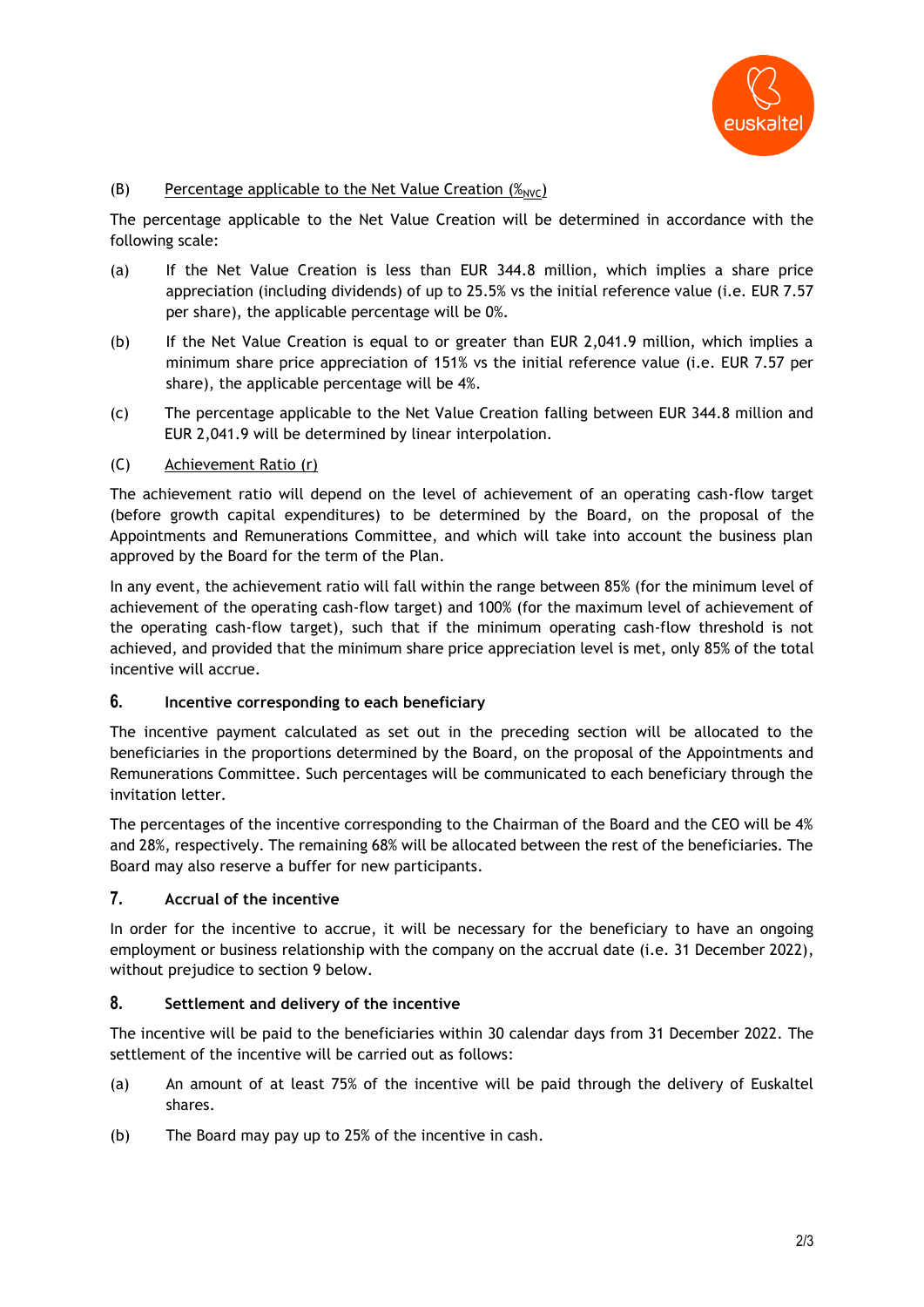(B) Percentage applicable to the Net Value Creation ($\%_{NVC}$)

The percentage applicable to the Net Value Creation will be determined in accordance with the following scale:

(a) If the Net Value Creation is less than EUR 344.8 million, which implies a share price appreciation (including dividends) of up to 25.5% vs the initial reference value (i.e. EUR 7.57 per share), the applicable percentage will be 0%.

(b) If the Net Value Creation is equal to or greater than EUR 2,041.9 million, which implies a minimum share price appreciation of 151% vs the initial reference value (i.e. EUR 7.57 per share), the applicable percentage will be 4%.

(c) The percentage applicable to the Net Value Creation falling between EUR 344.8 million and EUR 2,041.9 will be determined by linear interpolation.

(C) Achievement Ratio (r)

The achievement ratio will depend on the level of achievement of an operating cash-flow target (before growth capital expenditures) to be determined by the Board, on the proposal of the Appointments and Remunerations Committee, and which will take into account the business plan approved by the Board for the term of the Plan.

In any event, the achievement ratio will fall within the range between 85% (for the minimum level of achievement of the operating cash-flow target) and 100% (for the maximum level of achievement of the operating cash-flow target), such that if the minimum operating cash-flow threshold is not achieved, and provided that the minimum share price appreciation level is met, only 85% of the total incentive will accrue.

## 6. Incentive corresponding to each beneficiary

The incentive payment calculated as set out in the preceding section will be allocated to the beneficiaries in the proportions determined by the Board, on the proposal of the Appointments and Remunerations Committee. Such percentages will be communicated to each beneficiary through the invitation letter.

The percentages of the incentive corresponding to the Chairman of the Board and the CEO will be 4% and 28%, respectively. The remaining 68% will be allocated between the rest of the beneficiaries. The Board may also reserve a buffer for new participants.

## 7. Accrual of the incentive

In order for the incentive to accrue, it will be necessary for the beneficiary to have an ongoing employment or business relationship with the company on the accrual date (i.e. 31 December 2022), without prejudice to section 9 below.

## 8. Settlement and delivery of the incentive

The incentive will be paid to the beneficiaries within 30 calendar days from 31 December 2022. The settlement of the incentive will be carried out as follows:

(a) An amount of at least 75% of the incentive will be paid through the delivery of Euskaltel shares.

(b) The Board may pay up to 25% of the incentive in cash.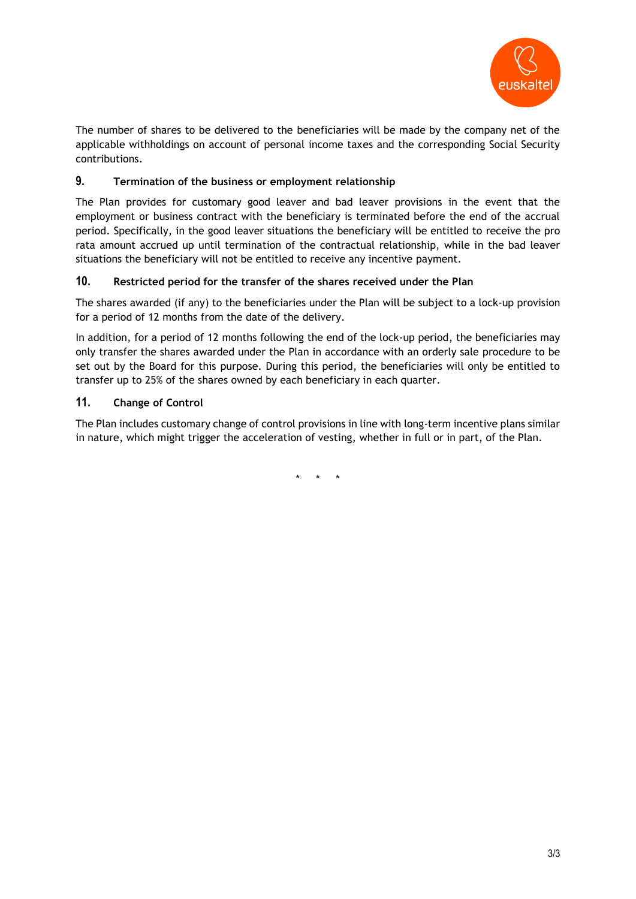The number of shares to be delivered to the beneficiaries will be made by the company net of the applicable withholdings on account of personal income taxes and the corresponding Social Security contributions.

## 9. Termination of the business or employment relationship

The Plan provides for customary good leaver and bad leaver provisions in the event that the employment or business contract with the beneficiary is terminated before the end of the accrual period. Specifically, in the good leaver situations the beneficiary will be entitled to receive the pro rata amount accrued up until termination of the contractual relationship, while in the bad leaver situations the beneficiary will not be entitled to receive any incentive payment.

## 10. Restricted period for the transfer of the shares received under the Plan

The shares awarded (if any) to the beneficiaries under the Plan will be subject to a lock-up provision for a period of 12 months from the date of the delivery.

In addition, for a period of 12 months following the end of the lock-up period, the beneficiaries may only transfer the shares awarded under the Plan in accordance with an orderly sale procedure to be set out by the Board for this purpose. During this period, the beneficiaries will only be entitled to transfer up to 25% of the shares owned by each beneficiary in each quarter.

## 11. Change of Control

The Plan includes customary change of control provisions in line with long-term incentive plans similar in nature, which might trigger the acceleration of vesting, whether in full or in part, of the Plan.

\* \* \*